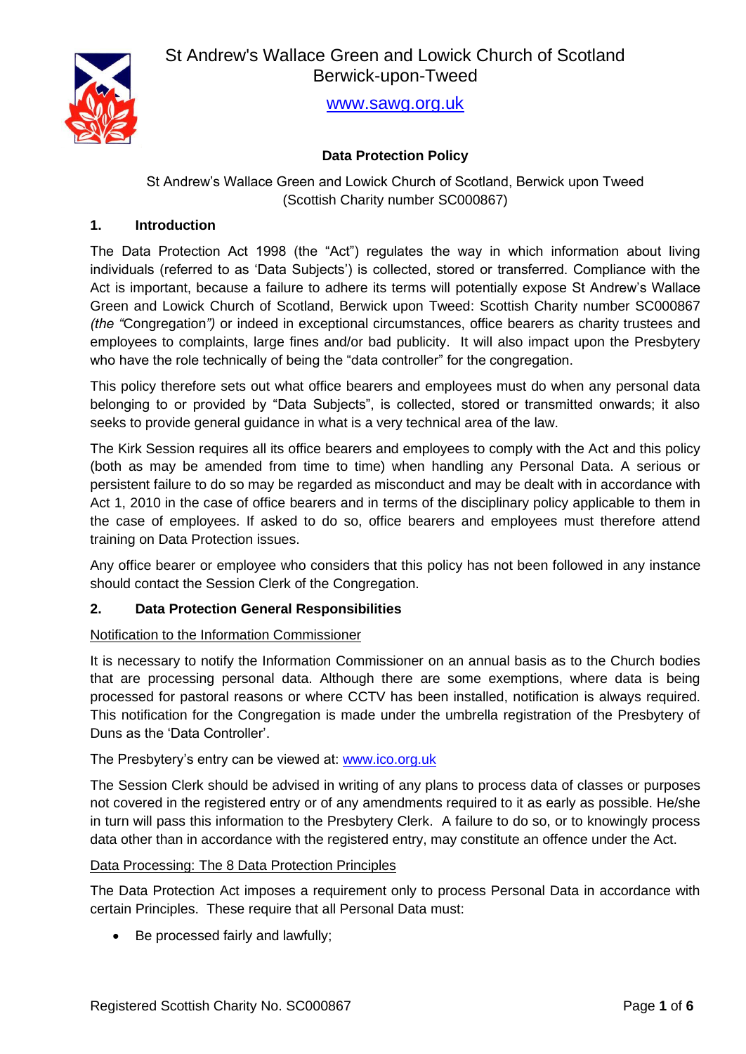St Andrew's Wallace Green and Lowick Church of Scotland
Berwick-upon-Tweed

[www.sawg.org.uk](http://www.sawg.org.uk)

# Data Protection Policy

St Andrew's Wallace Green and Lowick Church of Scotland, Berwick upon Tweed
(Scottish Charity number SC000867)

## 1. Introduction

The Data Protection Act 1998 (the "Act") regulates the way in which information about living individuals (referred to as 'Data Subjects') is collected, stored or transferred. Compliance with the Act is important, because a failure to adhere its terms will potentially expose St Andrew's Wallace Green and Lowick Church of Scotland, Berwick upon Tweed: Scottish Charity number SC000867 *(the "*Congregation*")* or indeed in exceptional circumstances, office bearers as charity trustees and employees to complaints, large fines and/or bad publicity. It will also impact upon the Presbytery who have the role technically of being the "data controller" for the congregation.

This policy therefore sets out what office bearers and employees must do when any personal data belonging to or provided by "Data Subjects", is collected, stored or transmitted onwards; it also seeks to provide general guidance in what is a very technical area of the law.

The Kirk Session requires all its office bearers and employees to comply with the Act and this policy (both as may be amended from time to time) when handling any Personal Data. A serious or persistent failure to do so may be regarded as misconduct and may be dealt with in accordance with Act 1, 2010 in the case of office bearers and in terms of the disciplinary policy applicable to them in the case of employees. If asked to do so, office bearers and employees must therefore attend training on Data Protection issues.

Any office bearer or employee who considers that this policy has not been followed in any instance should contact the Session Clerk of the Congregation.

## 2. Data Protection General Responsibilities

<u>Notification to the Information Commissioner</u>

It is necessary to notify the Information Commissioner on an annual basis as to the Church bodies that are processing personal data. Although there are some exemptions, where data is being processed for pastoral reasons or where CCTV has been installed, notification is always required. This notification for the Congregation is made under the umbrella registration of the Presbytery of Duns as the 'Data Controller'.

The Presbytery's entry can be viewed at: [www.ico.org.uk](http://www.ico.org.uk)

The Session Clerk should be advised in writing of any plans to process data of classes or purposes not covered in the registered entry or of any amendments required to it as early as possible. He/she in turn will pass this information to the Presbytery Clerk. A failure to do so, or to knowingly process data other than in accordance with the registered entry, may constitute an offence under the Act.

<u>Data Processing: The 8 Data Protection Principles</u>

The Data Protection Act imposes a requirement only to process Personal Data in accordance with certain Principles. These require that all Personal Data must:

- Be processed fairly and lawfully;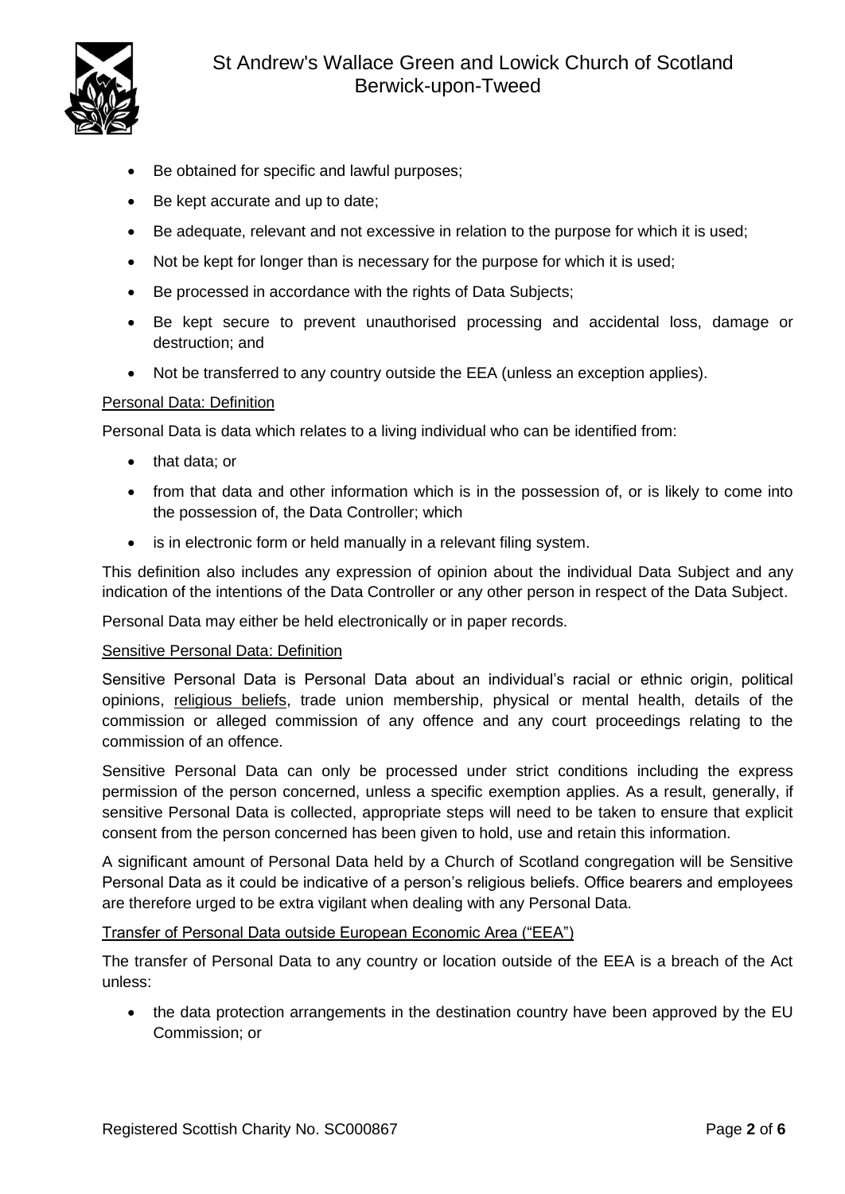- Be obtained for specific and lawful purposes;
- Be kept accurate and up to date;
- Be adequate, relevant and not excessive in relation to the purpose for which it is used;
- Not be kept for longer than is necessary for the purpose for which it is used;
- Be processed in accordance with the rights of Data Subjects;
- Be kept secure to prevent unauthorised processing and accidental loss, damage or destruction; and
- Not be transferred to any country outside the EEA (unless an exception applies).

<u>Personal Data: Definition</u>

Personal Data is data which relates to a living individual who can be identified from:

- that data; or
- from that data and other information which is in the possession of, or is likely to come into the possession of, the Data Controller; which
- is in electronic form or held manually in a relevant filing system.

This definition also includes any expression of opinion about the individual Data Subject and any indication of the intentions of the Data Controller or any other person in respect of the Data Subject.

Personal Data may either be held electronically or in paper records.

<u>Sensitive Personal Data: Definition</u>

Sensitive Personal Data is Personal Data about an individual's racial or ethnic origin, political opinions, <u>religious beliefs</u>, trade union membership, physical or mental health, details of the commission or alleged commission of any offence and any court proceedings relating to the commission of an offence.

Sensitive Personal Data can only be processed under strict conditions including the express permission of the person concerned, unless a specific exemption applies. As a result, generally, if sensitive Personal Data is collected, appropriate steps will need to be taken to ensure that explicit consent from the person concerned has been given to hold, use and retain this information.

A significant amount of Personal Data held by a Church of Scotland congregation will be Sensitive Personal Data as it could be indicative of a person's religious beliefs. Office bearers and employees are therefore urged to be extra vigilant when dealing with any Personal Data.

<u>Transfer of Personal Data outside European Economic Area ("EEA")</u>

The transfer of Personal Data to any country or location outside of the EEA is a breach of the Act unless:

- the data protection arrangements in the destination country have been approved by the EU Commission; or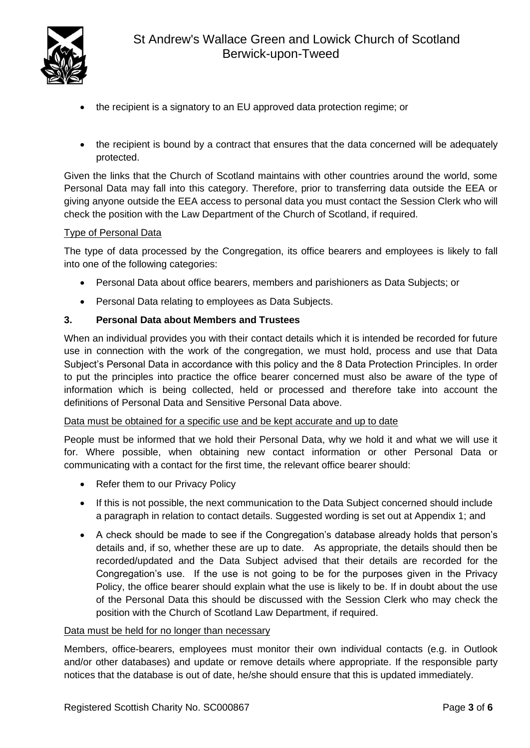- the recipient is a signatory to an EU approved data protection regime; or
- the recipient is bound by a contract that ensures that the data concerned will be adequately protected.

Given the links that the Church of Scotland maintains with other countries around the world, some Personal Data may fall into this category. Therefore, prior to transferring data outside the EEA or giving anyone outside the EEA access to personal data you must contact the Session Clerk who will check the position with the Law Department of the Church of Scotland, if required.

Type of Personal Data

The type of data processed by the Congregation, its office bearers and employees is likely to fall into one of the following categories:

- Personal Data about office bearers, members and parishioners as Data Subjects; or
- Personal Data relating to employees as Data Subjects.

## 3. Personal Data about Members and Trustees

When an individual provides you with their contact details which it is intended be recorded for future use in connection with the work of the congregation, we must hold, process and use that Data Subject's Personal Data in accordance with this policy and the 8 Data Protection Principles. In order to put the principles into practice the office bearer concerned must also be aware of the type of information which is being collected, held or processed and therefore take into account the definitions of Personal Data and Sensitive Personal Data above.

Data must be obtained for a specific use and be kept accurate and up to date

People must be informed that we hold their Personal Data, why we hold it and what we will use it for. Where possible, when obtaining new contact information or other Personal Data or communicating with a contact for the first time, the relevant office bearer should:

- Refer them to our Privacy Policy
- If this is not possible, the next communication to the Data Subject concerned should include a paragraph in relation to contact details. Suggested wording is set out at Appendix 1; and
- A check should be made to see if the Congregation's database already holds that person's details and, if so, whether these are up to date. As appropriate, the details should then be recorded/updated and the Data Subject advised that their details are recorded for the Congregation's use. If the use is not going to be for the purposes given in the Privacy Policy, the office bearer should explain what the use is likely to be. If in doubt about the use of the Personal Data this should be discussed with the Session Clerk who may check the position with the Church of Scotland Law Department, if required.

Data must be held for no longer than necessary

Members, office-bearers, employees must monitor their own individual contacts (e.g. in Outlook and/or other databases) and update or remove details where appropriate. If the responsible party notices that the database is out of date, he/she should ensure that this is updated immediately.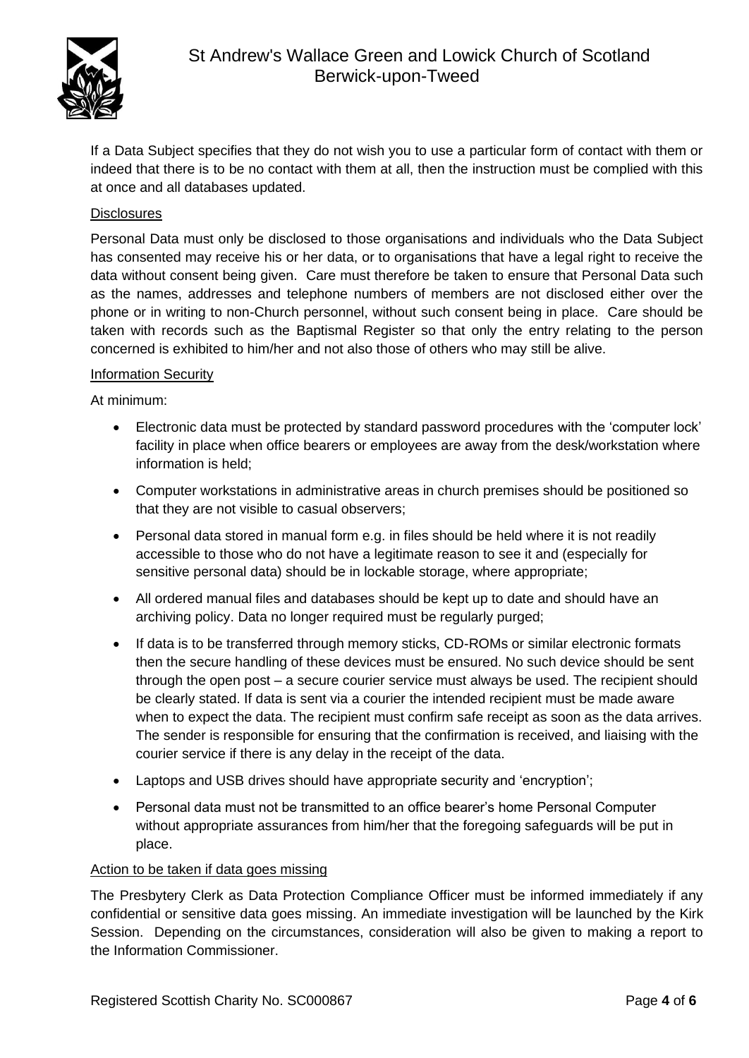If a Data Subject specifies that they do not wish you to use a particular form of contact with them or indeed that there is to be no contact with them at all, then the instruction must be complied with this at once and all databases updated.

### Disclosures

Personal Data must only be disclosed to those organisations and individuals who the Data Subject has consented may receive his or her data, or to organisations that have a legal right to receive the data without consent being given. Care must therefore be taken to ensure that Personal Data such as the names, addresses and telephone numbers of members are not disclosed either over the phone or in writing to non-Church personnel, without such consent being in place. Care should be taken with records such as the Baptismal Register so that only the entry relating to the person concerned is exhibited to him/her and not also those of others who may still be alive.

### Information Security

At minimum:

- Electronic data must be protected by standard password procedures with the 'computer lock' facility in place when office bearers or employees are away from the desk/workstation where information is held;
- Computer workstations in administrative areas in church premises should be positioned so that they are not visible to casual observers;
- Personal data stored in manual form e.g. in files should be held where it is not readily accessible to those who do not have a legitimate reason to see it and (especially for sensitive personal data) should be in lockable storage, where appropriate;
- All ordered manual files and databases should be kept up to date and should have an archiving policy. Data no longer required must be regularly purged;
- If data is to be transferred through memory sticks, CD-ROMs or similar electronic formats then the secure handling of these devices must be ensured. No such device should be sent through the open post – a secure courier service must always be used. The recipient should be clearly stated. If data is sent via a courier the intended recipient must be made aware when to expect the data. The recipient must confirm safe receipt as soon as the data arrives. The sender is responsible for ensuring that the confirmation is received, and liaising with the courier service if there is any delay in the receipt of the data.
- Laptops and USB drives should have appropriate security and 'encryption';
- Personal data must not be transmitted to an office bearer's home Personal Computer without appropriate assurances from him/her that the foregoing safeguards will be put in place.

### Action to be taken if data goes missing

The Presbytery Clerk as Data Protection Compliance Officer must be informed immediately if any confidential or sensitive data goes missing. An immediate investigation will be launched by the Kirk Session. Depending on the circumstances, consideration will also be given to making a report to the Information Commissioner.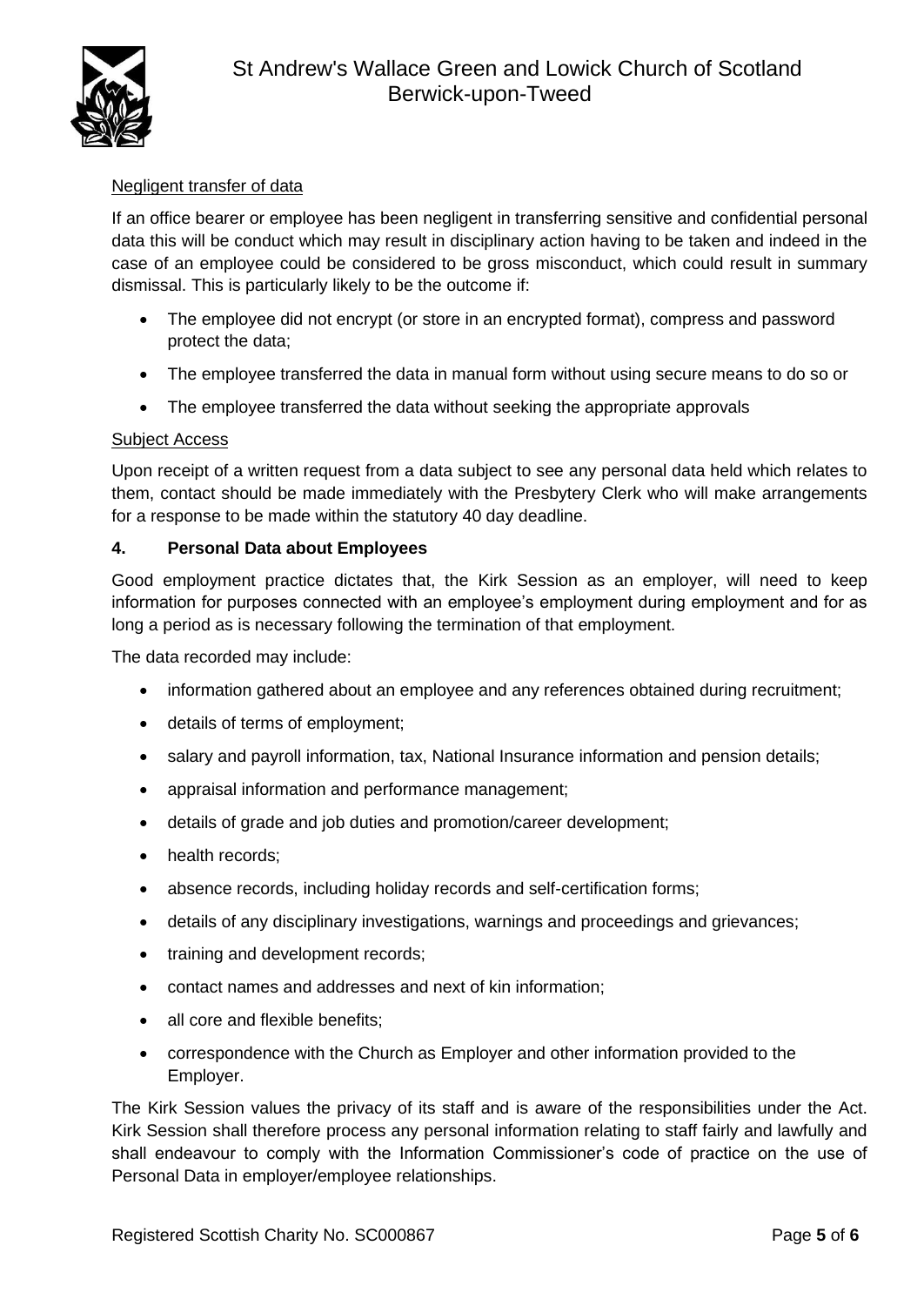Negligent transfer of data

If an office bearer or employee has been negligent in transferring sensitive and confidential personal data this will be conduct which may result in disciplinary action having to be taken and indeed in the case of an employee could be considered to be gross misconduct, which could result in summary dismissal. This is particularly likely to be the outcome if:

- The employee did not encrypt (or store in an encrypted format), compress and password protect the data;
- The employee transferred the data in manual form without using secure means to do so or
- The employee transferred the data without seeking the appropriate approvals

Subject Access

Upon receipt of a written request from a data subject to see any personal data held which relates to them, contact should be made immediately with the Presbytery Clerk who will make arrangements for a response to be made within the statutory 40 day deadline.

## 4. Personal Data about Employees

Good employment practice dictates that, the Kirk Session as an employer, will need to keep information for purposes connected with an employee's employment during employment and for as long a period as is necessary following the termination of that employment.

The data recorded may include:

- information gathered about an employee and any references obtained during recruitment;
- details of terms of employment;
- salary and payroll information, tax, National Insurance information and pension details;
- appraisal information and performance management;
- details of grade and job duties and promotion/career development;
- health records;
- absence records, including holiday records and self-certification forms;
- details of any disciplinary investigations, warnings and proceedings and grievances;
- training and development records;
- contact names and addresses and next of kin information;
- all core and flexible benefits;
- correspondence with the Church as Employer and other information provided to the Employer.

The Kirk Session values the privacy of its staff and is aware of the responsibilities under the Act. Kirk Session shall therefore process any personal information relating to staff fairly and lawfully and shall endeavour to comply with the Information Commissioner's code of practice on the use of Personal Data in employer/employee relationships.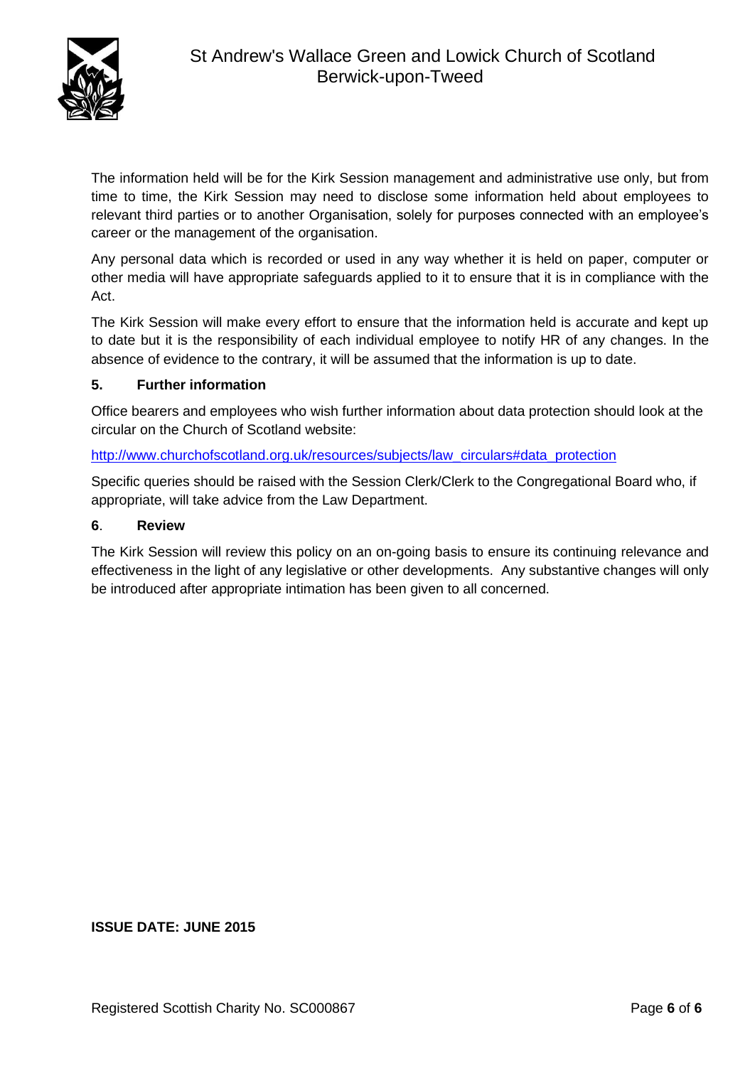The information held will be for the Kirk Session management and administrative use only, but from time to time, the Kirk Session may need to disclose some information held about employees to relevant third parties or to another Organisation, solely for purposes connected with an employee's career or the management of the organisation.

Any personal data which is recorded or used in any way whether it is held on paper, computer or other media will have appropriate safeguards applied to it to ensure that it is in compliance with the Act.

The Kirk Session will make every effort to ensure that the information held is accurate and kept up to date but it is the responsibility of each individual employee to notify HR of any changes. In the absence of evidence to the contrary, it will be assumed that the information is up to date.

### 5. Further information

Office bearers and employees who wish further information about data protection should look at the circular on the Church of Scotland website:

http://www.churchofscotland.org.uk/resources/subjects/law_circulars#data_protection

Specific queries should be raised with the Session Clerk/Clerk to the Congregational Board who, if appropriate, will take advice from the Law Department.

### 6. Review

The Kirk Session will review this policy on an on-going basis to ensure its continuing relevance and effectiveness in the light of any legislative or other developments. Any substantive changes will only be introduced after appropriate intimation has been given to all concerned.

**ISSUE DATE: JUNE 2015**